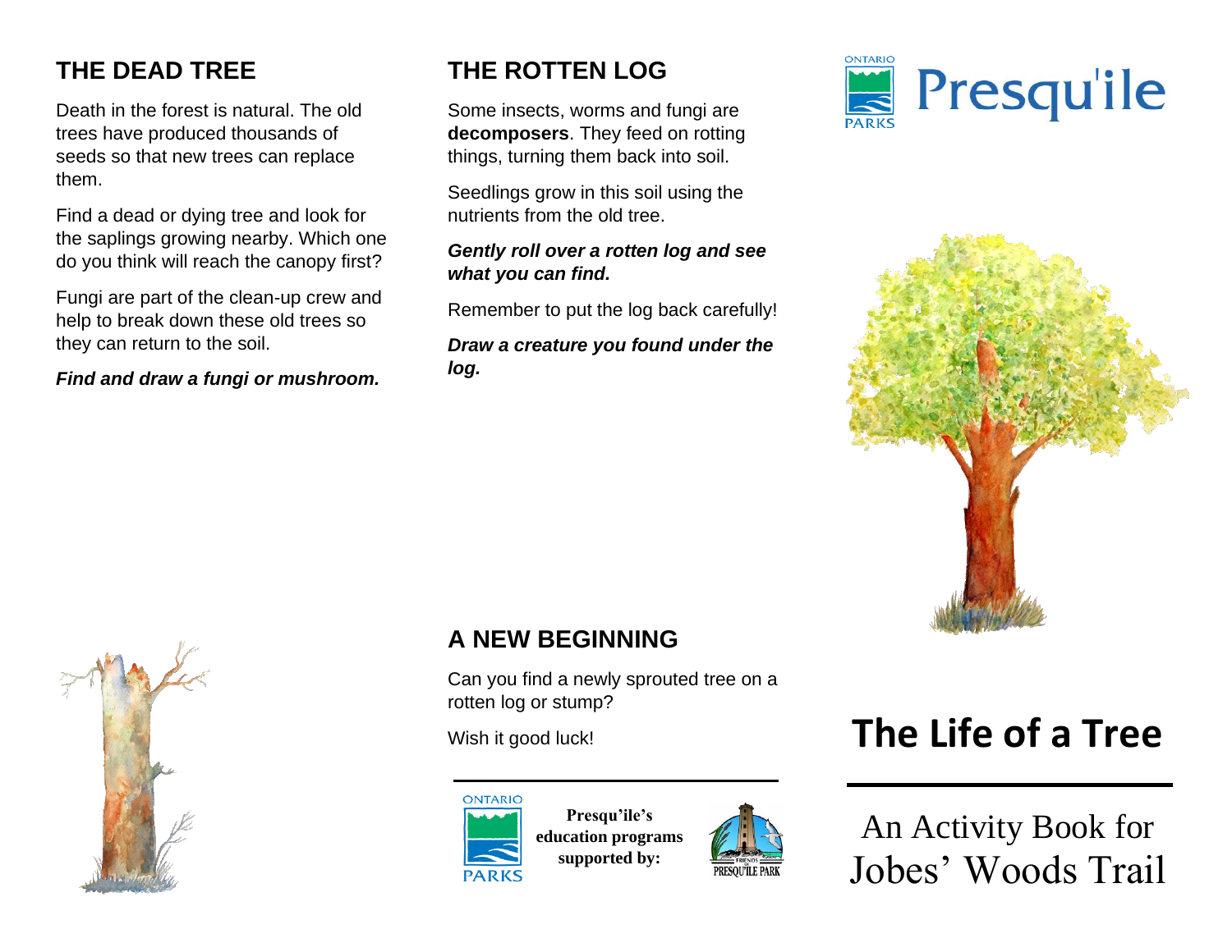## THE DEAD TREE

Death in the forest is natural. The old trees have produced thousands of seeds so that new trees can replace them.

Find a dead or dying tree and look for the saplings growing nearby. Which one do you think will reach the canopy first?

Fungi are part of the clean-up crew and help to break down these old trees so they can return to the soil.

***Find and draw a fungi or mushroom.***

## THE ROTTEN LOG

Some insects, worms and fungi are **decomposers**. They feed on rotting things, turning them back into soil.

Seedlings grow in this soil using the nutrients from the old tree.

***Gently roll over a rotten log and see what you can find.***

Remember to put the log back carefully!

***Draw a creature you found under the log.***

## A NEW BEGINNING

Can you find a newly sprouted tree on a rotten log or stump?

Wish it good luck!

**Presqu'ile's education programs supported by:**

ONTARIO PARKS

FRIENDS OF PRESQU'ILE PARK

ONTARIO PARKS Presqu'ile

# The Life of a Tree

An Activity Book for Jobes' Woods Trail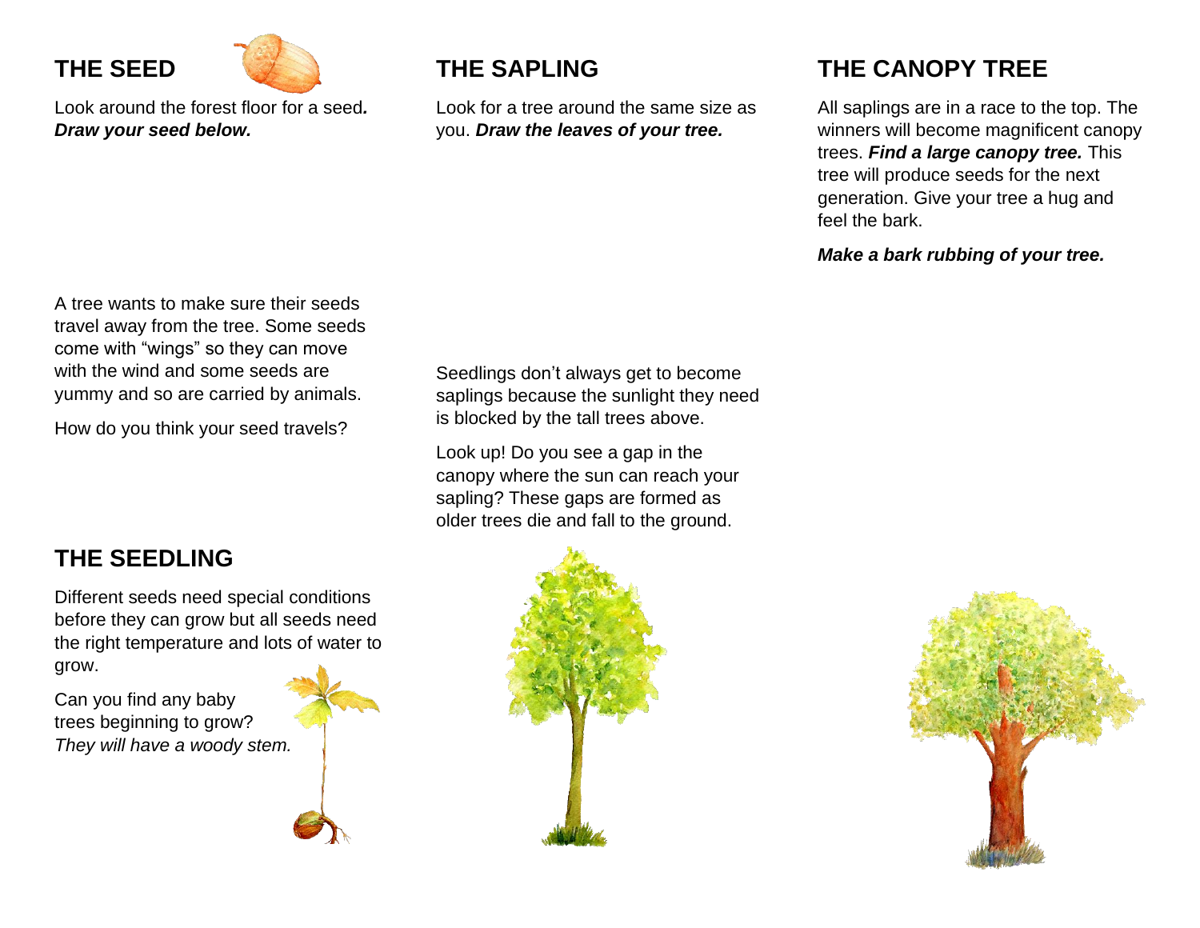## THE SEED

Look around the forest floor for a seed***.*** ***Draw your seed below.***

A tree wants to make sure their seeds travel away from the tree. Some seeds come with "wings" so they can move with the wind and some seeds are yummy and so are carried by animals.

How do you think your seed travels?

## THE SEEDLING

Different seeds need special conditions before they can grow but all seeds need the right temperature and lots of water to grow.

Can you find any baby trees beginning to grow? *They will have a woody stem.*

## THE SAPLING

Look for a tree around the same size as you. ***Draw the leaves of your tree.***

Seedlings don't always get to become saplings because the sunlight they need is blocked by the tall trees above.

Look up! Do you see a gap in the canopy where the sun can reach your sapling? These gaps are formed as older trees die and fall to the ground.

## THE CANOPY TREE

All saplings are in a race to the top. The winners will become magnificent canopy trees. ***Find a large canopy tree.*** This tree will produce seeds for the next generation. Give your tree a hug and feel the bark.

***Make a bark rubbing of your tree.***